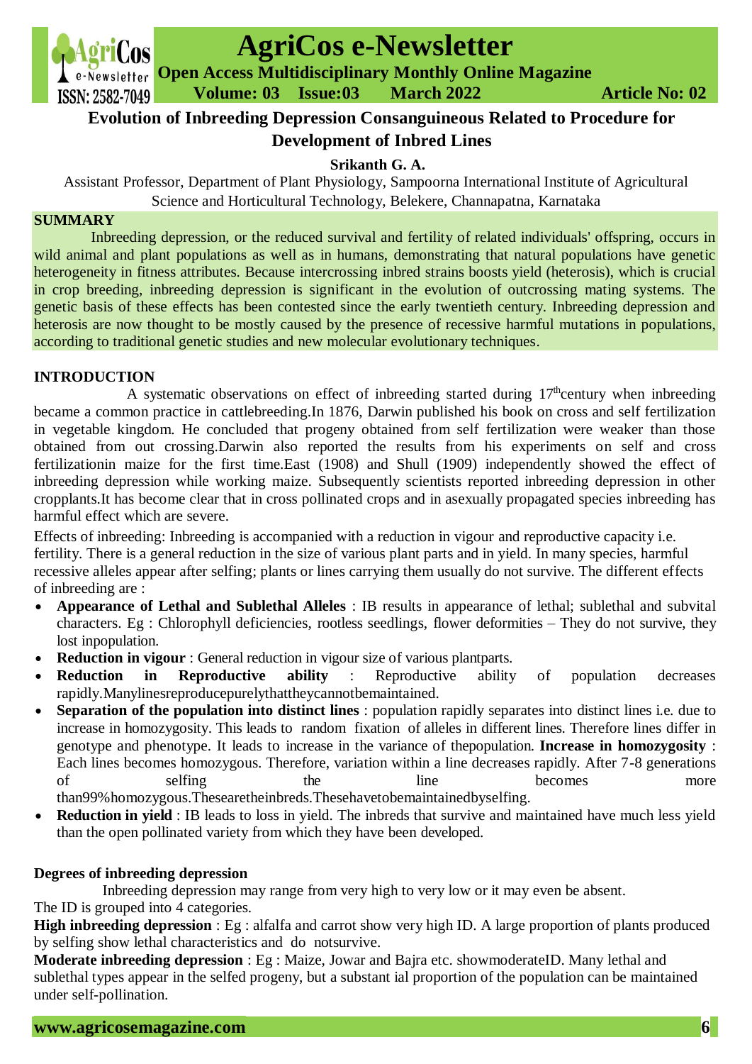# Evolution of Inbreeding Depression Consanguineous Related to Procedure for Development of Inbred Lines

**Srikanth G. A.**

Assistant Professor, Department of Plant Physiology, Sampoorna International Institute of Agricultural Science and Horticultural Technology, Belekere, Channapatna, Karnataka

## SUMMARY

Inbreeding depression, or the reduced survival and fertility of related individuals' offspring, occurs in wild animal and plant populations as well as in humans, demonstrating that natural populations have genetic heterogeneity in fitness attributes. Because intercrossing inbred strains boosts yield (heterosis), which is crucial in crop breeding, inbreeding depression is significant in the evolution of outcrossing mating systems. The genetic basis of these effects has been contested since the early twentieth century. Inbreeding depression and heterosis are now thought to be mostly caused by the presence of recessive harmful mutations in populations, according to traditional genetic studies and new molecular evolutionary techniques.

## INTRODUCTION

A systematic observations on effect of inbreeding started during 17[th]century when inbreeding became a common practice in cattlebreeding.In 1876, Darwin published his book on cross and self fertilization in vegetable kingdom. He concluded that progeny obtained from self fertilization were weaker than those obtained from out crossing.Darwin also reported the results from his experiments on self and cross fertilizationin maize for the first time.East (1908) and Shull (1909) independently showed the effect of inbreeding depression while working maize. Subsequently scientists reported inbreeding depression in other cropplants.It has become clear that in cross pollinated crops and in asexually propagated species inbreeding has harmful effect which are severe.

Effects of inbreeding: Inbreeding is accompanied with a reduction in vigour and reproductive capacity i.e. fertility. There is a general reduction in the size of various plant parts and in yield. In many species, harmful recessive alleles appear after selfing; plants or lines carrying them usually do not survive. The different effects of inbreeding are :

- **Appearance of Lethal and Sublethal Alleles** : IB results in appearance of lethal; sublethal and subvital characters. Eg : Chlorophyll deficiencies, rootless seedlings, flower deformities – They do not survive, they lost inpopulation.
- **Reduction in vigour** : General reduction in vigour size of various plantparts.
- **Reduction in Reproductive ability** : Reproductive ability of population decreases rapidly.Manylinesreproducepurelythattheycannotbemaintained.
- **Separation of the population into distinct lines** : population rapidly separates into distinct lines i.e. due to increase in homozygosity. This leads to random fixation of alleles in different lines. Therefore lines differ in genotype and phenotype. It leads to increase in the variance of thepopulation. **Increase in homozygosity** : Each lines becomes homozygous. Therefore, variation within a line decreases rapidly. After 7-8 generations of selfing the line becomes more than99%homozygous.Thesearetheinbreds.Thesehavetobemaintainedbyselfing.
- **Reduction in yield** : IB leads to loss in yield. The inbreds that survive and maintained have much less yield than the open pollinated variety from which they have been developed.

### Degrees of inbreeding depression

Inbreeding depression may range from very high to very low or it may even be absent.
The ID is grouped into 4 categories.

**High inbreeding depression** : Eg : alfalfa and carrot show very high ID. A large proportion of plants produced by selfing show lethal characteristics and do notsurvive.

**Moderate inbreeding depression** : Eg : Maize, Jowar and Bajra etc. showmoderateID. Many lethal and sublethal types appear in the selfed progeny, but a substant ial proportion of the population can be maintained under self-pollination.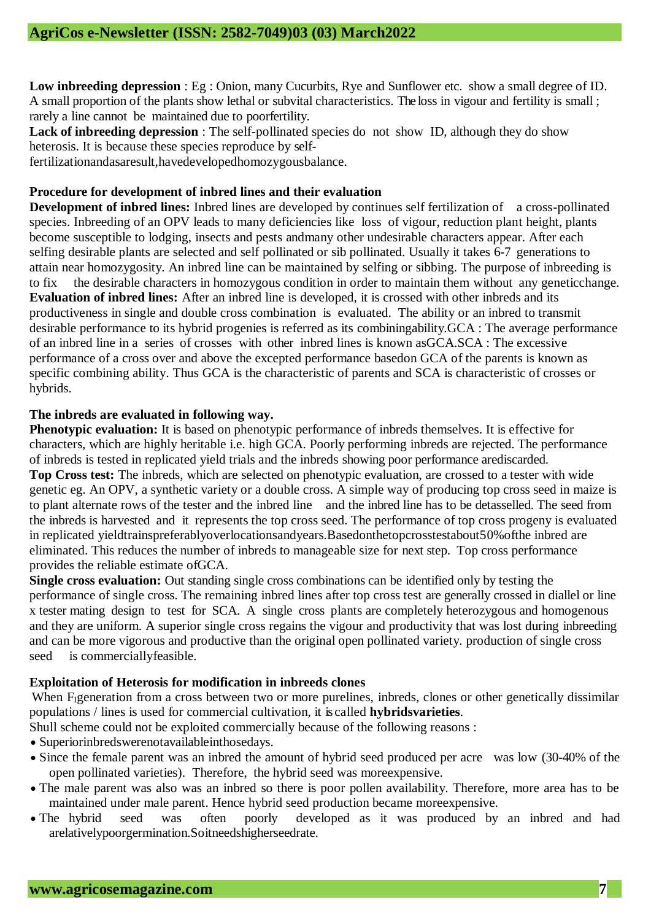**Low inbreeding depression** : Eg : Onion, many Cucurbits, Rye and Sunflower etc. show a small degree of ID. A small proportion of the plants show lethal or subvital characteristics. The loss in vigour and fertility is small ; rarely a line cannot be maintained due to poorfertility.

**Lack of inbreeding depression** : The self-pollinated species do not show ID, although they do show heterosis. It is because these species reproduce by self-fertilizationandasaresult,havedevelopedhomozygousbalance.

**Procedure for development of inbred lines and their evaluation**

**Development of inbred lines:** Inbred lines are developed by continues self fertilization of a cross-pollinated species. Inbreeding of an OPV leads to many deficiencies like loss of vigour, reduction plant height, plants become susceptible to lodging, insects and pests andmany other undesirable characters appear. After each selfing desirable plants are selected and self pollinated or sib pollinated. Usually it takes 6-7 generations to attain near homozygosity. An inbred line can be maintained by selfing or sibbing. The purpose of inbreeding is to fix the desirable characters in homozygous condition in order to maintain them without any geneticchange.

**Evaluation of inbred lines:** After an inbred line is developed, it is crossed with other inbreds and its productiveness in single and double cross combination is evaluated. The ability or an inbred to transmit desirable performance to its hybrid progenies is referred as its combiningability.GCA : The average performance of an inbred line in a series of crosses with other inbred lines is known asGCA.SCA : The excessive performance of a cross over and above the excepted performance basedon GCA of the parents is known as specific combining ability. Thus GCA is the characteristic of parents and SCA is characteristic of crosses or hybrids.

**The inbreds are evaluated in following way.**

**Phenotypic evaluation:** It is based on phenotypic performance of inbreds themselves. It is effective for characters, which are highly heritable i.e. high GCA. Poorly performing inbreds are rejected. The performance of inbreds is tested in replicated yield trials and the inbreds showing poor performance arediscarded.

**Top Cross test:** The inbreds, which are selected on phenotypic evaluation, are crossed to a tester with wide genetic eg. An OPV, a synthetic variety or a double cross. A simple way of producing top cross seed in maize is to plant alternate rows of the tester and the inbred line and the inbred line has to be detasselled. The seed from the inbreds is harvested and it represents the top cross seed. The performance of top cross progeny is evaluated in replicated yieldtrainspreferablyoverlocationsandyears.Basedonthetopcrosstestabout50%ofthe inbred are eliminated. This reduces the number of inbreds to manageable size for next step. Top cross performance provides the reliable estimate ofGCA.

**Single cross evaluation:** Out standing single cross combinations can be identified only by testing the performance of single cross. The remaining inbred lines after top cross test are generally crossed in diallel or line x tester mating design to test for SCA. A single cross plants are completely heterozygous and homogenous and they are uniform. A superior single cross regains the vigour and productivity that was lost during inbreeding and can be more vigorous and productive than the original open pollinated variety. production of single cross seed is commerciallyfeasible.

**Exploitation of Heterosis for modification in inbreeds clones**

When $F_1$generation from a cross between two or more purelines, inbreds, clones or other genetically dissimilar populations / lines is used for commercial cultivation, it is called **hybridsvarieties**.

Shull scheme could not be exploited commercially because of the following reasons :

- Superiorinbredswerenotavailableinthosedays.
- Since the female parent was an inbred the amount of hybrid seed produced per acre was low (30-40% of the open pollinated varieties). Therefore, the hybrid seed was moreexpensive.
- The male parent was also was an inbred so there is poor pollen availability. Therefore, more area has to be maintained under male parent. Hence hybrid seed production became moreexpensive.
- The hybrid seed was often poorly developed as it was produced by an inbred and had arelativelypoorgermination.Soitneedshigherseedrate.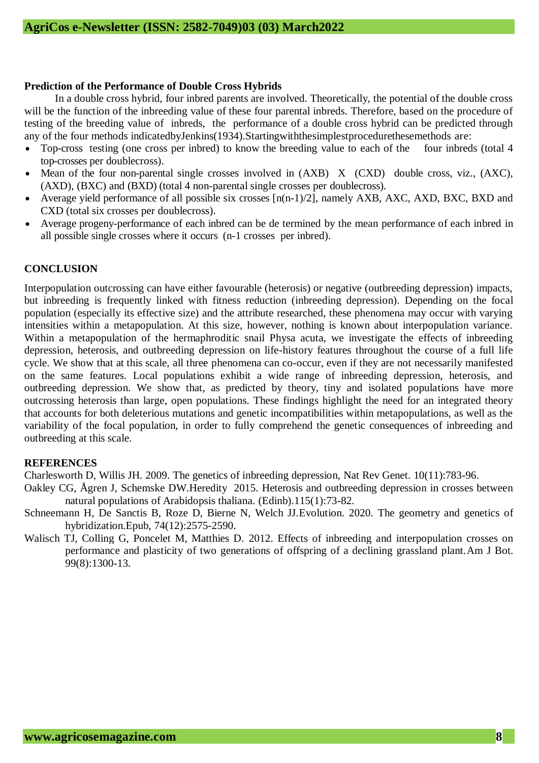**Prediction of the Performance of Double Cross Hybrids**

In a double cross hybrid, four inbred parents are involved. Theoretically, the potential of the double cross will be the function of the inbreeding value of these four parental inbreds. Therefore, based on the procedure of testing of the breeding value of inbreds, the performance of a double cross hybrid can be predicted through any of the four methods indicatedbyJenkins(1934).Startingwiththesimplestprocedurethesemethods are:

- Top-cross testing (one cross per inbred) to know the breeding value to each of the four inbreds (total 4 top-crosses per doublecross).
- Mean of the four non-parental single crosses involved in (AXB) X (CXD) double cross, viz., (AXC), (AXD), (BXC) and (BXD) (total 4 non-parental single crosses per doublecross).
- Average yield performance of all possible six crosses [n(n-1)/2], namely AXB, AXC, AXD, BXC, BXD and CXD (total six crosses per doublecross).
- Average progeny-performance of each inbred can be de termined by the mean performance of each inbred in all possible single crosses where it occurs (n-1 crosses per inbred).

## CONCLUSION

Interpopulation outcrossing can have either favourable (heterosis) or negative (outbreeding depression) impacts, but inbreeding is frequently linked with fitness reduction (inbreeding depression). Depending on the focal population (especially its effective size) and the attribute researched, these phenomena may occur with varying intensities within a metapopulation. At this size, however, nothing is known about interpopulation variance. Within a metapopulation of the hermaphroditic snail Physa acuta, we investigate the effects of inbreeding depression, heterosis, and outbreeding depression on life-history features throughout the course of a full life cycle. We show that at this scale, all three phenomena can co-occur, even if they are not necessarily manifested on the same features. Local populations exhibit a wide range of inbreeding depression, heterosis, and outbreeding depression. We show that, as predicted by theory, tiny and isolated populations have more outcrossing heterosis than large, open populations. These findings highlight the need for an integrated theory that accounts for both deleterious mutations and genetic incompatibilities within metapopulations, as well as the variability of the focal population, in order to fully comprehend the genetic consequences of inbreeding and outbreeding at this scale.

## REFERENCES

Charlesworth D, Willis JH. 2009. The genetics of inbreeding depression, Nat Rev Genet. 10(11):783-96.

Oakley CG, Ågren J, Schemske DW.Heredity 2015. Heterosis and outbreeding depression in crosses between natural populations of Arabidopsis thaliana. (Edinb).115(1):73-82.

Schneemann H, De Sanctis B, Roze D, Bierne N, Welch JJ.Evolution. 2020. The geometry and genetics of hybridization.Epub, 74(12):2575-2590.

Walisch TJ, Colling G, Poncelet M, Matthies D. 2012. Effects of inbreeding and interpopulation crosses on performance and plasticity of two generations of offspring of a declining grassland plant.Am J Bot. 99(8):1300-13.